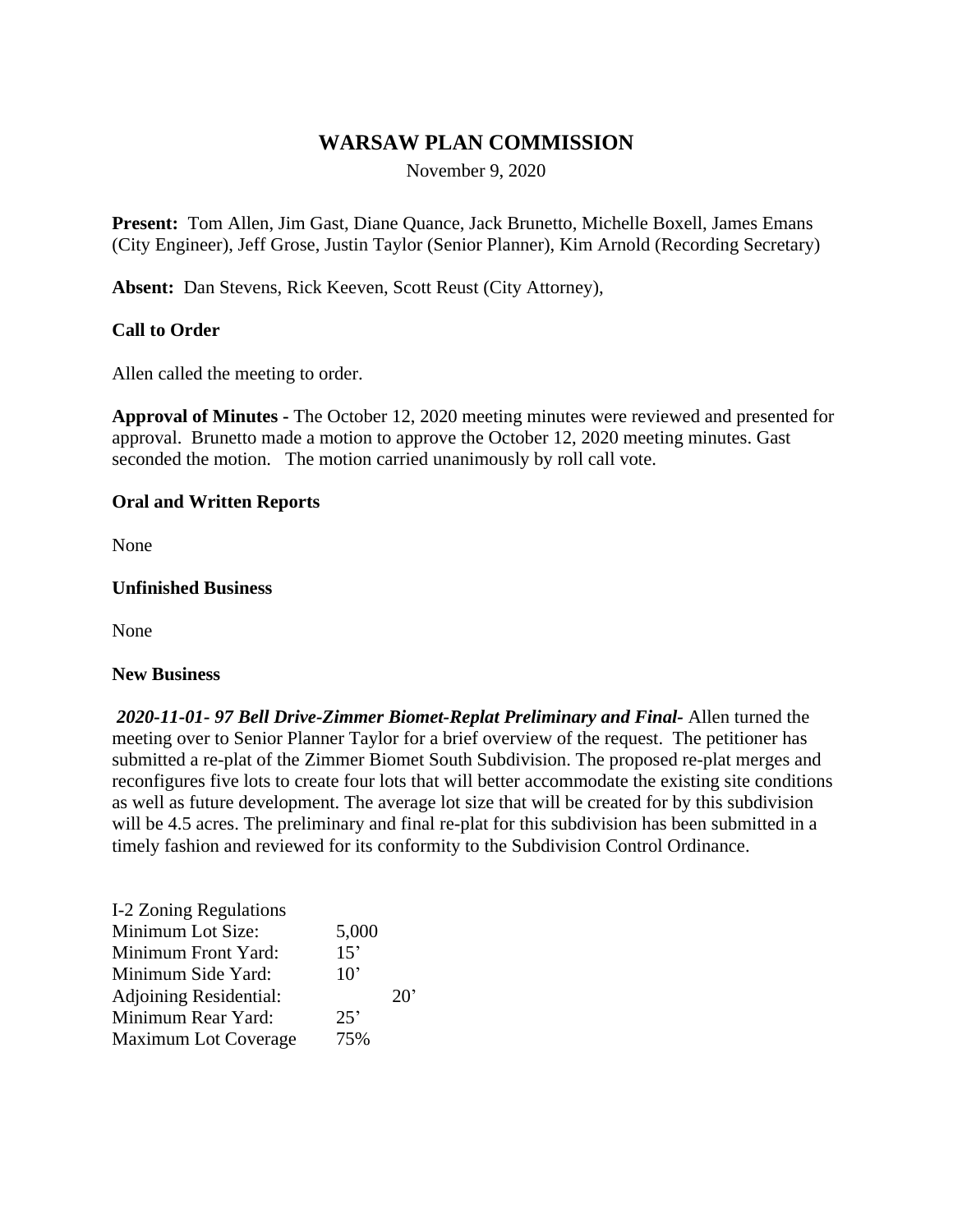# WARSAW PLAN COMMISSION

November 9, 2020

**Present:** Tom Allen, Jim Gast, Diane Quance, Jack Brunetto, Michelle Boxell, James Emans (City Engineer), Jeff Grose, Justin Taylor (Senior Planner), Kim Arnold (Recording Secretary)

**Absent:** Dan Stevens, Rick Keeven, Scott Reust (City Attorney),

**Call to Order**

Allen called the meeting to order.

**Approval of Minutes -** The October 12, 2020 meeting minutes were reviewed and presented for approval. Brunetto made a motion to approve the October 12, 2020 meeting minutes. Gast seconded the motion. The motion carried unanimously by roll call vote.

**Oral and Written Reports**

None

**Unfinished Business**

None

**New Business**

***2020-11-01- 97 Bell Drive-Zimmer Biomet-Replat Preliminary and Final-*** Allen turned the meeting over to Senior Planner Taylor for a brief overview of the request. The petitioner has submitted a re-plat of the Zimmer Biomet South Subdivision. The proposed re-plat merges and reconfigures five lots to create four lots that will better accommodate the existing site conditions as well as future development. The average lot size that will be created for by this subdivision will be 4.5 acres. The preliminary and final re-plat for this subdivision has been submitted in a timely fashion and reviewed for its conformity to the Subdivision Control Ordinance.

| I-2 Zoning Regulations | | |
|---|---|---|
| Minimum Lot Size: | 5,000 | |
| Minimum Front Yard: | 15’ | |
| Minimum Side Yard: | 10’ | |
| Adjoining Residential: | | 20’ |
| Minimum Rear Yard: | 25’ | |
| Maximum Lot Coverage | 75% | |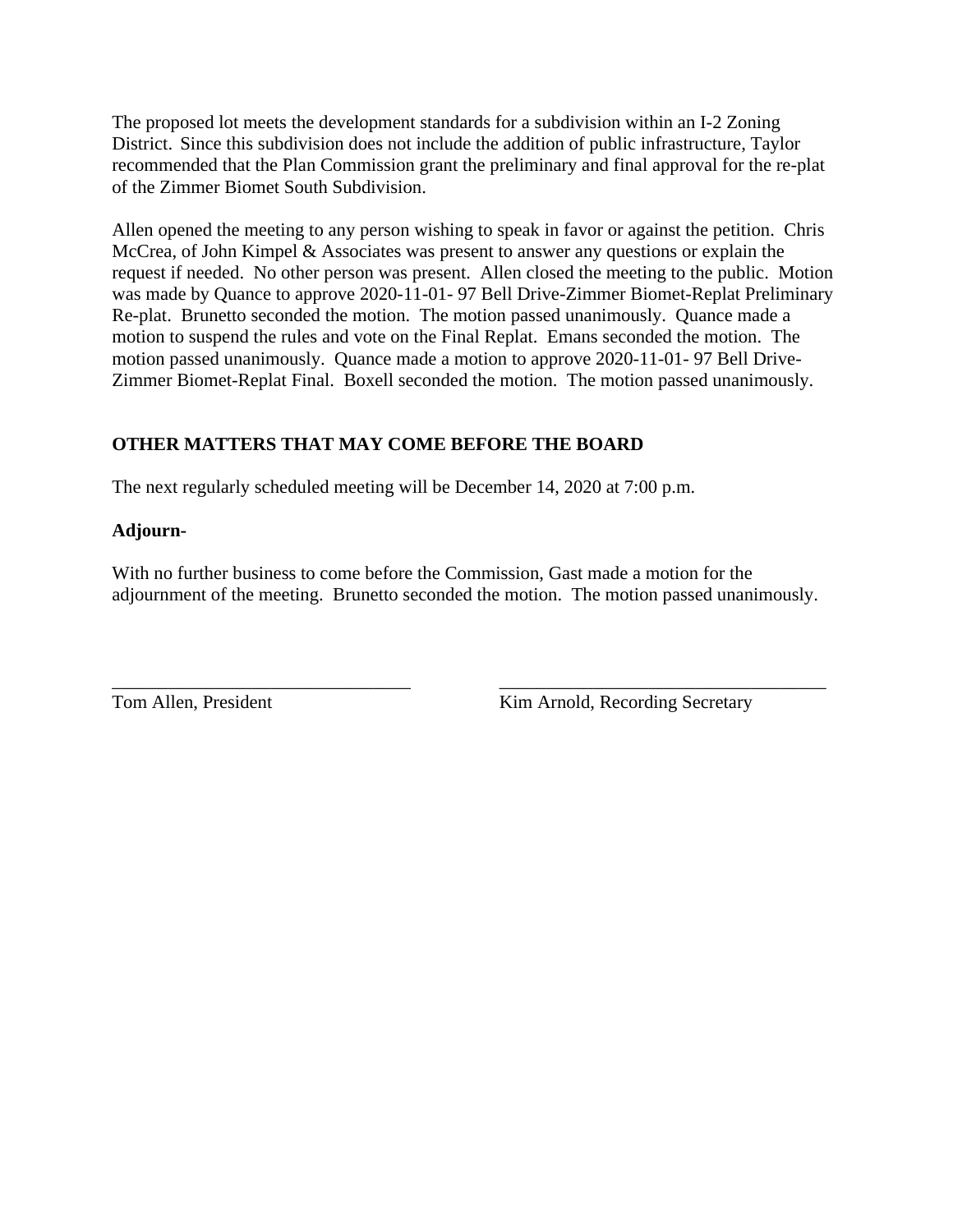The proposed lot meets the development standards for a subdivision within an I-2 Zoning District. Since this subdivision does not include the addition of public infrastructure, Taylor recommended that the Plan Commission grant the preliminary and final approval for the re-plat of the Zimmer Biomet South Subdivision.

Allen opened the meeting to any person wishing to speak in favor or against the petition. Chris McCrea, of John Kimpel & Associates was present to answer any questions or explain the request if needed. No other person was present. Allen closed the meeting to the public. Motion was made by Quance to approve 2020-11-01- 97 Bell Drive-Zimmer Biomet-Replat Preliminary Re-plat. Brunetto seconded the motion. The motion passed unanimously. Quance made a motion to suspend the rules and vote on the Final Replat. Emans seconded the motion. The motion passed unanimously. Quance made a motion to approve 2020-11-01- 97 Bell Drive-Zimmer Biomet-Replat Final. Boxell seconded the motion. The motion passed unanimously.

## OTHER MATTERS THAT MAY COME BEFORE THE BOARD

The next regularly scheduled meeting will be December 14, 2020 at 7:00 p.m.

**Adjourn-**

With no further business to come before the Commission, Gast made a motion for the adjournment of the meeting. Brunetto seconded the motion. The motion passed unanimously.

\_\_\_\_\_\_\_\_\_\_\_\_\_\_\_\_\_\_\_\_\_\_\_\_\_\_\_\_\_\_\_\_
Tom Allen, President

\_\_\_\_\_\_\_\_\_\_\_\_\_\_\_\_\_\_\_\_\_\_\_\_\_\_\_\_\_\_\_\_
Kim Arnold, Recording Secretary